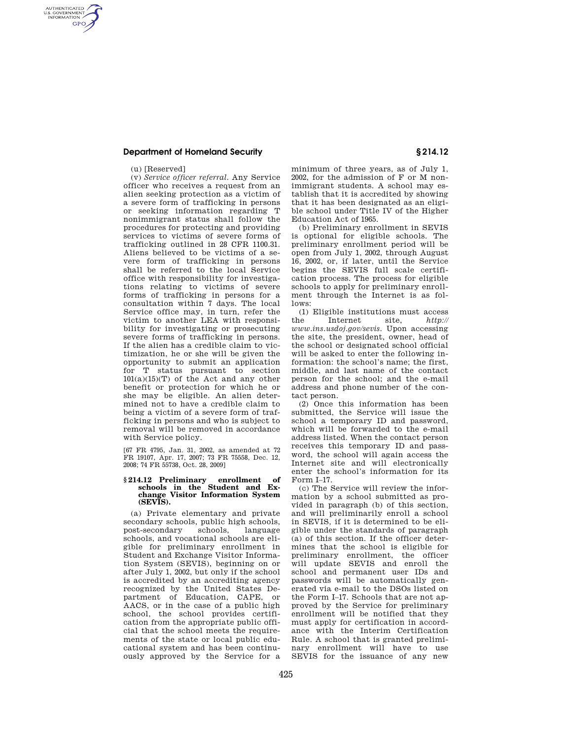(u) [Reserved]

(v) *Service officer referral.* Any Service officer who receives a request from an alien seeking protection as a victim of a severe form of trafficking in persons or seeking information regarding T nonimmigrant status shall follow the procedures for protecting and providing services to victims of severe forms of trafficking outlined in 28 CFR 1100.31. Aliens believed to be victims of a severe form of trafficking in persons shall be referred to the local Service office with responsibility for investigations relating to victims of severe forms of trafficking in persons for a consultation within 7 days. The local Service office may, in turn, refer the victim to another LEA with responsibility for investigating or prosecuting severe forms of trafficking in persons. If the alien has a credible claim to victimization, he or she will be given the opportunity to submit an application for T status pursuant to section 101(a)(15)(T) of the Act and any other benefit or protection for which he or she may be eligible. An alien determined not to have a credible claim to being a victim of a severe form of trafficking in persons and who is subject to removal will be removed in accordance with Service policy.

[67 FR 4795, Jan. 31, 2002, as amended at 72 FR 19107, Apr. 17, 2007; 73 FR 75558, Dec. 12, 2008; 74 FR 55738, Oct. 28, 2009]

## § 214.12 Preliminary enrollment of schools in the Student and Exchange Visitor Information System (SEVIS).

(a) Private elementary and private secondary schools, public high schools, post-secondary schools, language schools, and vocational schools are eligible for preliminary enrollment in Student and Exchange Visitor Information System (SEVIS), beginning on or after July 1, 2002, but only if the school is accredited by an accrediting agency recognized by the United States Department of Education, CAPE, or AACS, or in the case of a public high school, the school provides certification from the appropriate public official that the school meets the requirements of the state or local public educational system and has been continuously approved by the Service for a minimum of three years, as of July 1, 2002, for the admission of F or M nonimmigrant students. A school may establish that it is accredited by showing that it has been designated as an eligible school under Title IV of the Higher Education Act of 1965.

(b) Preliminary enrollment in SEVIS is optional for eligible schools. The preliminary enrollment period will be open from July 1, 2002, through August 16, 2002, or, if later, until the Service begins the SEVIS full scale certification process. The process for eligible schools to apply for preliminary enrollment through the Internet is as follows:

(1) Eligible institutions must access the Internet site, *http://www.ins.usdoj.gov/sevis.* Upon accessing the site, the president, owner, head of the school or designated school official will be asked to enter the following information: the school's name; the first, middle, and last name of the contact person for the school; and the e-mail address and phone number of the contact person.

(2) Once this information has been submitted, the Service will issue the school a temporary ID and password, which will be forwarded to the e-mail address listed. When the contact person receives this temporary ID and password, the school will again access the Internet site and will electronically enter the school's information for its Form I–17.

(c) The Service will review the information by a school submitted as provided in paragraph (b) of this section, and will preliminarily enroll a school in SEVIS, if it is determined to be eligible under the standards of paragraph (a) of this section. If the officer determines that the school is eligible for preliminary enrollment, the officer will update SEVIS and enroll the school and permanent user IDs and passwords will be automatically generated via e-mail to the DSOs listed on the Form I–17. Schools that are not approved by the Service for preliminary enrollment will be notified that they must apply for certification in accordance with the Interim Certification Rule. A school that is granted preliminary enrollment will have to use SEVIS for the issuance of any new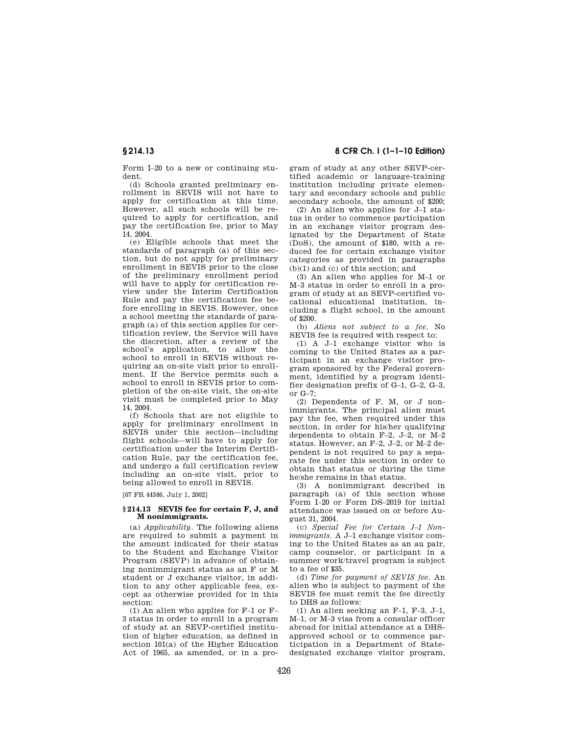Form I–20 to a new or continuing student.

(d) Schools granted preliminary enrollment in SEVIS will not have to apply for certification at this time. However, all such schools will be required to apply for certification, and pay the certification fee, prior to May 14, 2004.

(e) Eligible schools that meet the standards of paragraph (a) of this section, but do not apply for preliminary enrollment in SEVIS prior to the close of the preliminary enrollment period will have to apply for certification review under the Interim Certification Rule and pay the certification fee before enrolling in SEVIS. However, once a school meeting the standards of paragraph (a) of this section applies for certification review, the Service will have the discretion, after a review of the school's application, to allow the school to enroll in SEVIS without requiring an on-site visit prior to enrollment. If the Service permits such a school to enroll in SEVIS prior to completion of the on-site visit, the on-site visit must be completed prior to May 14, 2004.

(f) Schools that are not eligible to apply for preliminary enrollment in SEVIS under this section—including flight schools—will have to apply for certification under the Interim Certification Rule, pay the certification fee, and undergo a full certification review including an on-site visit, prior to being allowed to enroll in SEVIS.

[67 FR 44346, July 1, 2002]

## § 214.13 SEVIS fee for certain F, J, and M nonimmigrants.

(a) *Applicability*. The following aliens are required to submit a payment in the amount indicated for their status to the Student and Exchange Visitor Program (SEVP) in advance of obtaining nonimmigrant status as an F or M student or J exchange visitor, in addition to any other applicable fees, except as otherwise provided for in this section:

(1) An alien who applies for F–1 or F–3 status in order to enroll in a program of study at an SEVP-certified institution of higher education, as defined in section 101(a) of the Higher Education Act of 1965, as amended, or in a program of study at any other SEVP-certified academic or language-training institution including private elementary and secondary schools and public secondary schools, the amount of $200;

(2) An alien who applies for J–1 status in order to commence participation in an exchange visitor program designated by the Department of State (DoS), the amount of $180, with a reduced fee for certain exchange visitor categories as provided in paragraphs (b)(1) and (c) of this section; and

(3) An alien who applies for M–1 or M–3 status in order to enroll in a program of study at an SEVP-certified vocational educational institution, including a flight school, in the amount of $200.

(b) *Aliens not subject to a fee*. No SEVIS fee is required with respect to:

(1) A J–1 exchange visitor who is coming to the United States as a participant in an exchange visitor program sponsored by the Federal government, identified by a program identifier designation prefix of G–1, G–2, G–3, or G–7;

(2) Dependents of F, M, or J nonimmigrants. The principal alien must pay the fee, when required under this section, in order for his/her qualifying dependents to obtain F–2, J–2, or M–2 status. However, an F–2, J–2, or M–2 dependent is not required to pay a separate fee under this section in order to obtain that status or during the time he/she remains in that status.

(3) A nonimmigrant described in paragraph (a) of this section whose Form I–20 or Form DS–2019 for initial attendance was issued on or before August 31, 2004.

(c) *Special Fee for Certain J–1 Nonimmigrants*. A J–1 exchange visitor coming to the United States as an au pair, camp counselor, or participant in a summer work/travel program is subject to a fee of $35.

(d) *Time for payment of SEVIS fee*. An alien who is subject to payment of the SEVIS fee must remit the fee directly to DHS as follows:

(1) An alien seeking an F–1, F–3, J–1, M–1, or M–3 visa from a consular officer abroad for initial attendance at a DHS-approved school or to commence participation in a Department of State-designated exchange visitor program,